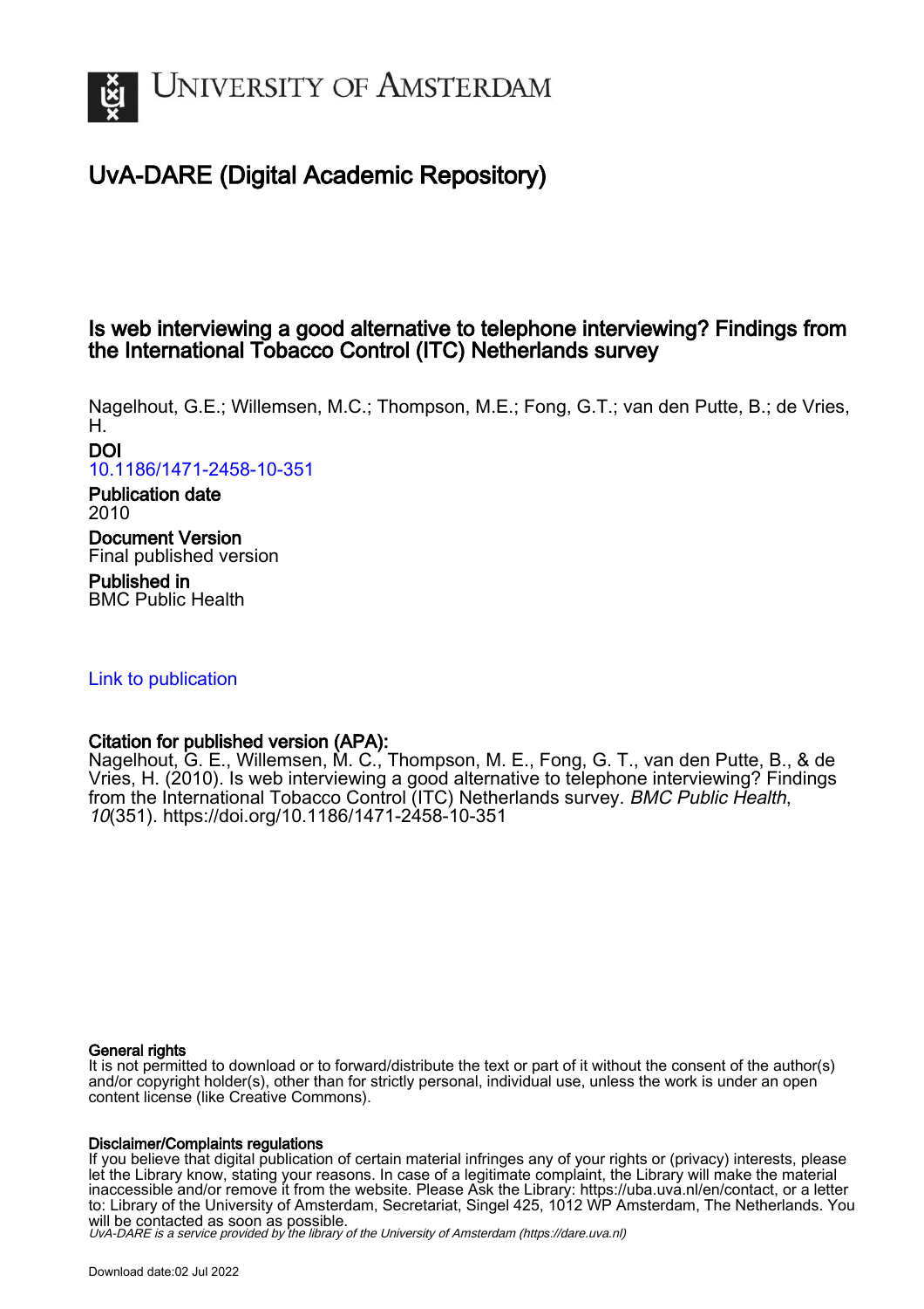# UNIVERSITY OF AMSTERDAM

## UvA-DARE (Digital Academic Repository)

### Is web interviewing a good alternative to telephone interviewing? Findings from the International Tobacco Control (ITC) Netherlands survey

Nagelhout, G.E.; Willemsen, M.C.; Thompson, M.E.; Fong, G.T.; van den Putte, B.; de Vries, H.

**DOI**
10.1186/1471-2458-10-351

**Publication date**
2010

**Document Version**
Final published version

**Published in**
BMC Public Health

Link to publication

**Citation for published version (APA):**
Nagelhout, G. E., Willemsen, M. C., Thompson, M. E., Fong, G. T., van den Putte, B., & de Vries, H. (2010). Is web interviewing a good alternative to telephone interviewing? Findings from the International Tobacco Control (ITC) Netherlands survey. *BMC Public Health*, *10*(351). https://doi.org/10.1186/1471-2458-10-351

**General rights**
It is not permitted to download or to forward/distribute the text or part of it without the consent of the author(s) and/or copyright holder(s), other than for strictly personal, individual use, unless the work is under an open content license (like Creative Commons).

**Disclaimer/Complaints regulations**
If you believe that digital publication of certain material infringes any of your rights or (privacy) interests, please let the Library know, stating your reasons. In case of a legitimate complaint, the Library will make the material inaccessible and/or remove it from the website. Please Ask the Library: https://uba.uva.nl/en/contact, or a letter to: Library of the University of Amsterdam, Secretariat, Singel 425, 1012 WP Amsterdam, The Netherlands. You will be contacted as soon as possible.

*UvA-DARE is a service provided by the library of the University of Amsterdam (https://dare.uva.nl)*

Download date:02 Jul 2022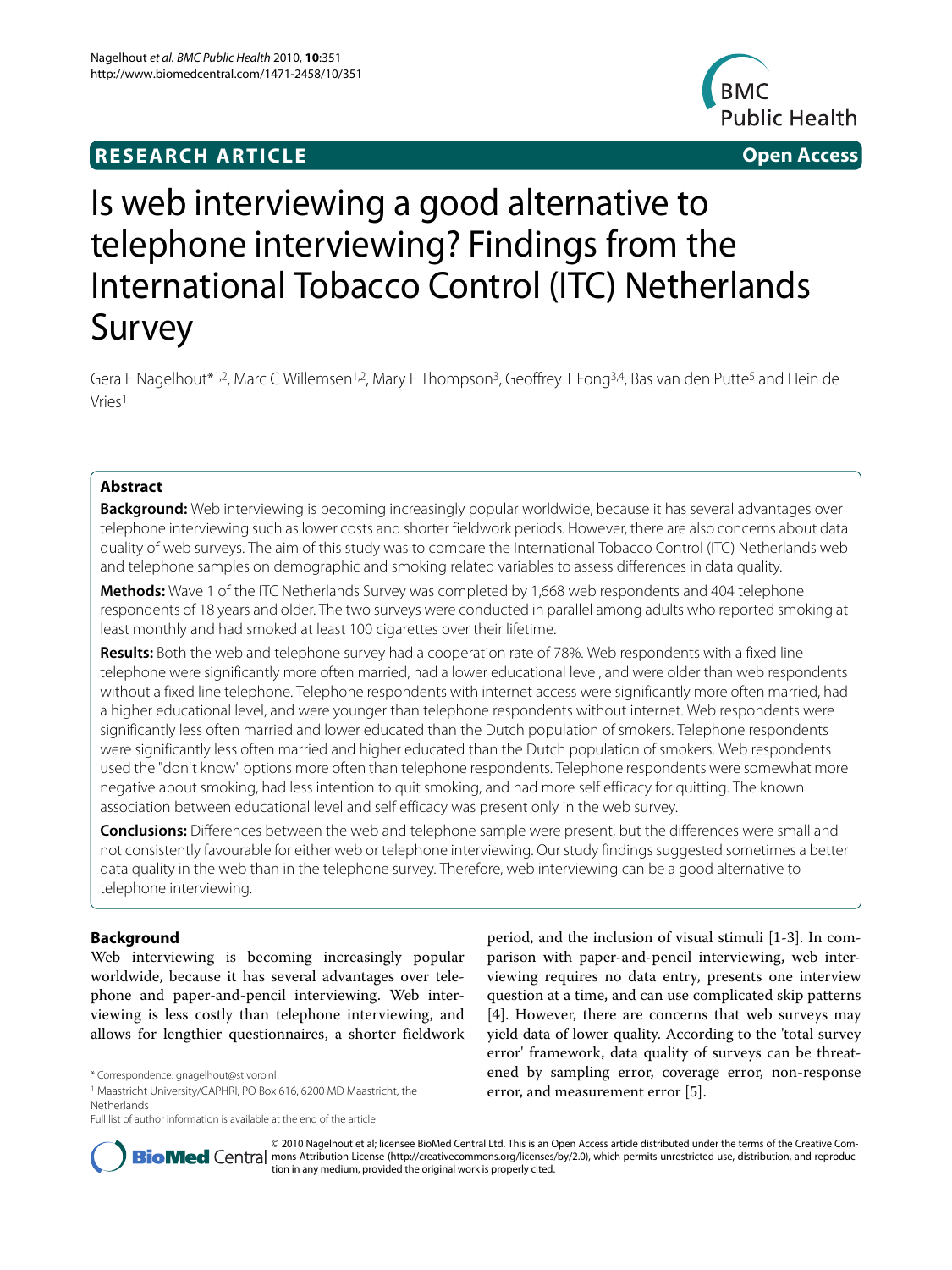# Is web interviewing a good alternative to telephone interviewing? Findings from the International Tobacco Control (ITC) Netherlands Survey

Gera E Nagelhout*[1,2], Marc C Willemsen[1,2], Mary E Thompson[3], Geoffrey T Fong[3,4], Bas van den Putte[5] and Hein de Vries[1]

## Abstract

**Background:** Web interviewing is becoming increasingly popular worldwide, because it has several advantages over telephone interviewing such as lower costs and shorter fieldwork periods. However, there are also concerns about data quality of web surveys. The aim of this study was to compare the International Tobacco Control (ITC) Netherlands web and telephone samples on demographic and smoking related variables to assess differences in data quality.

**Methods:** Wave 1 of the ITC Netherlands Survey was completed by 1,668 web respondents and 404 telephone respondents of 18 years and older. The two surveys were conducted in parallel among adults who reported smoking at least monthly and had smoked at least 100 cigarettes over their lifetime.

**Results:** Both the web and telephone survey had a cooperation rate of 78%. Web respondents with a fixed line telephone were significantly more often married, had a lower educational level, and were older than web respondents without a fixed line telephone. Telephone respondents with internet access were significantly more often married, had a higher educational level, and were younger than telephone respondents without internet. Web respondents were significantly less often married and lower educated than the Dutch population of smokers. Telephone respondents were significantly less often married and higher educated than the Dutch population of smokers. Web respondents used the "don't know" options more often than telephone respondents. Telephone respondents were somewhat more negative about smoking, had less intention to quit smoking, and had more self efficacy for quitting. The known association between educational level and self efficacy was present only in the web survey.

**Conclusions:** Differences between the web and telephone sample were present, but the differences were small and not consistently favourable for either web or telephone interviewing. Our study findings suggested sometimes a better data quality in the web than in the telephone survey. Therefore, web interviewing can be a good alternative to telephone interviewing.

## Background

Web interviewing is becoming increasingly popular worldwide, because it has several advantages over telephone and paper-and-pencil interviewing. Web interviewing is less costly than telephone interviewing, and allows for lengthier questionnaires, a shorter fieldwork period, and the inclusion of visual stimuli [1-3]. In comparison with paper-and-pencil interviewing, web interviewing requires no data entry, presents one interview question at a time, and can use complicated skip patterns [4]. However, there are concerns that web surveys may yield data of lower quality. According to the 'total survey error' framework, data quality of surveys can be threatened by sampling error, coverage error, non-response error, and measurement error [5].

\* Correspondence: gnagelhout@stivoro.nl

[1] Maastricht University/CAPHRI, PO Box 616, 6200 MD Maastricht, the Netherlands

Full list of author information is available at the end of the article

© 2010 Nagelhout et al; licensee BioMed Central Ltd. This is an Open Access article distributed under the terms of the Creative Commons Attribution License (http://creativecommons.org/licenses/by/2.0), which permits unrestricted use, distribution, and reproduction in any medium, provided the original work is properly cited.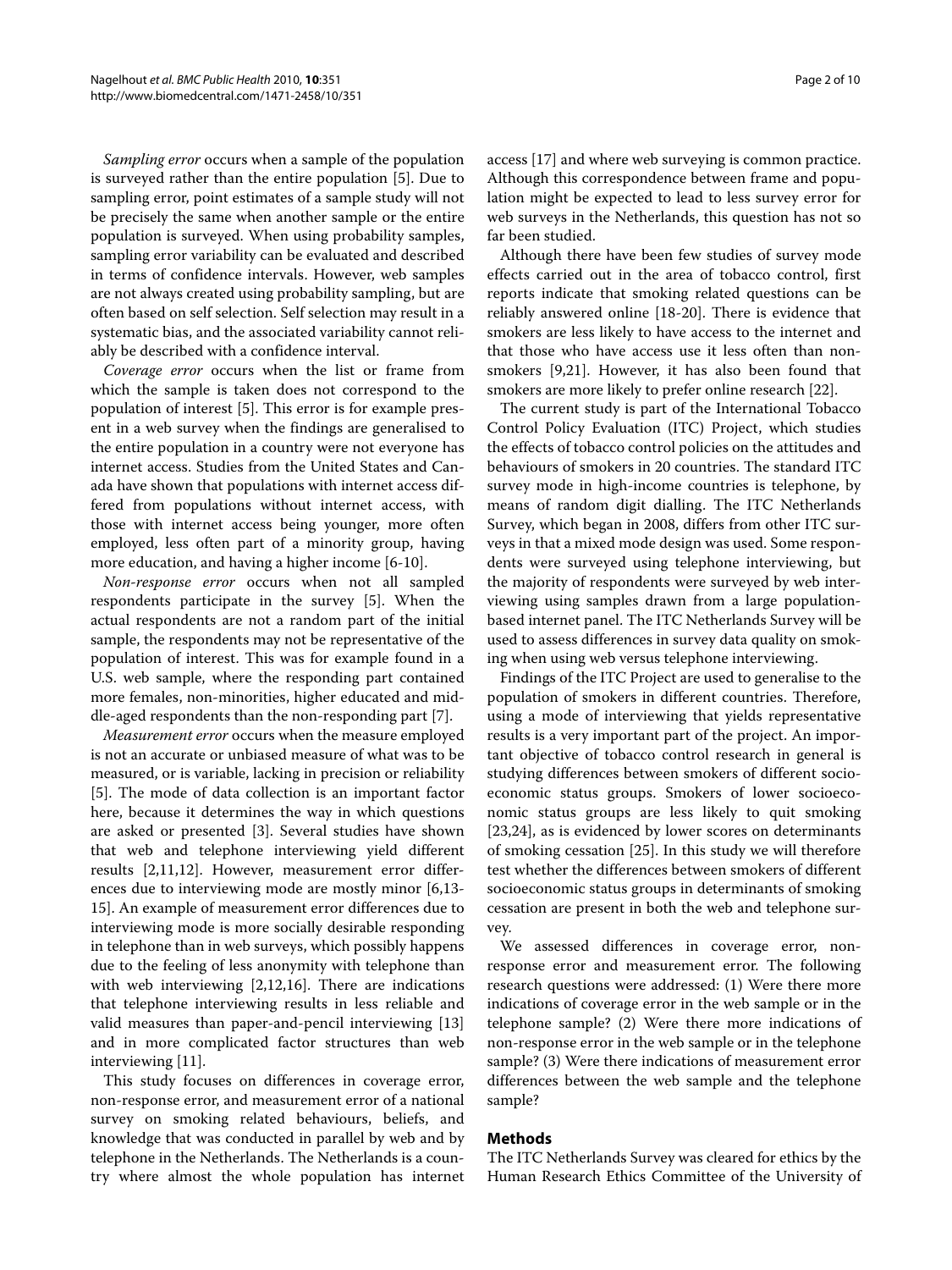*Sampling error* occurs when a sample of the population is surveyed rather than the entire population [5]. Due to sampling error, point estimates of a sample study will not be precisely the same when another sample or the entire population is surveyed. When using probability samples, sampling error variability can be evaluated and described in terms of confidence intervals. However, web samples are not always created using probability sampling, but are often based on self selection. Self selection may result in a systematic bias, and the associated variability cannot reliably be described with a confidence interval.

*Coverage error* occurs when the list or frame from which the sample is taken does not correspond to the population of interest [5]. This error is for example present in a web survey when the findings are generalised to the entire population in a country were not everyone has internet access. Studies from the United States and Canada have shown that populations with internet access differed from populations without internet access, with those with internet access being younger, more often employed, less often part of a minority group, having more education, and having a higher income [6-10].

*Non-response error* occurs when not all sampled respondents participate in the survey [5]. When the actual respondents are not a random part of the initial sample, the respondents may not be representative of the population of interest. This was for example found in a U.S. web sample, where the responding part contained more females, non-minorities, higher educated and middle-aged respondents than the non-responding part [7].

*Measurement error* occurs when the measure employed is not an accurate or unbiased measure of what was to be measured, or is variable, lacking in precision or reliability [5]. The mode of data collection is an important factor here, because it determines the way in which questions are asked or presented [3]. Several studies have shown that web and telephone interviewing yield different results [2,11,12]. However, measurement error differences due to interviewing mode are mostly minor [6,13-15]. An example of measurement error differences due to interviewing mode is more socially desirable responding in telephone than in web surveys, which possibly happens due to the feeling of less anonymity with telephone than with web interviewing [2,12,16]. There are indications that telephone interviewing results in less reliable and valid measures than paper-and-pencil interviewing [13] and in more complicated factor structures than web interviewing [11].

This study focuses on differences in coverage error, non-response error, and measurement error of a national survey on smoking related behaviours, beliefs, and knowledge that was conducted in parallel by web and by telephone in the Netherlands. The Netherlands is a country where almost the whole population has internet access [17] and where web surveying is common practice. Although this correspondence between frame and population might be expected to lead to less survey error for web surveys in the Netherlands, this question has not so far been studied.

Although there have been few studies of survey mode effects carried out in the area of tobacco control, first reports indicate that smoking related questions can be reliably answered online [18-20]. There is evidence that smokers are less likely to have access to the internet and that those who have access use it less often than non-smokers [9,21]. However, it has also been found that smokers are more likely to prefer online research [22].

The current study is part of the International Tobacco Control Policy Evaluation (ITC) Project, which studies the effects of tobacco control policies on the attitudes and behaviours of smokers in 20 countries. The standard ITC survey mode in high-income countries is telephone, by means of random digit dialling. The ITC Netherlands Survey, which began in 2008, differs from other ITC surveys in that a mixed mode design was used. Some respondents were surveyed using telephone interviewing, but the majority of respondents were surveyed by web interviewing using samples drawn from a large population-based internet panel. The ITC Netherlands Survey will be used to assess differences in survey data quality on smoking when using web versus telephone interviewing.

Findings of the ITC Project are used to generalise to the population of smokers in different countries. Therefore, using a mode of interviewing that yields representative results is a very important part of the project. An important objective of tobacco control research in general is studying differences between smokers of different socioeconomic status groups. Smokers of lower socioeconomic status groups are less likely to quit smoking [23,24], as is evidenced by lower scores on determinants of smoking cessation [25]. In this study we will therefore test whether the differences between smokers of different socioeconomic status groups in determinants of smoking cessation are present in both the web and telephone survey.

We assessed differences in coverage error, non-response error and measurement error. The following research questions were addressed: (1) Were there more indications of coverage error in the web sample or in the telephone sample? (2) Were there more indications of non-response error in the web sample or in the telephone sample? (3) Were there indications of measurement error differences between the web sample and the telephone sample?

## Methods

The ITC Netherlands Survey was cleared for ethics by the Human Research Ethics Committee of the University of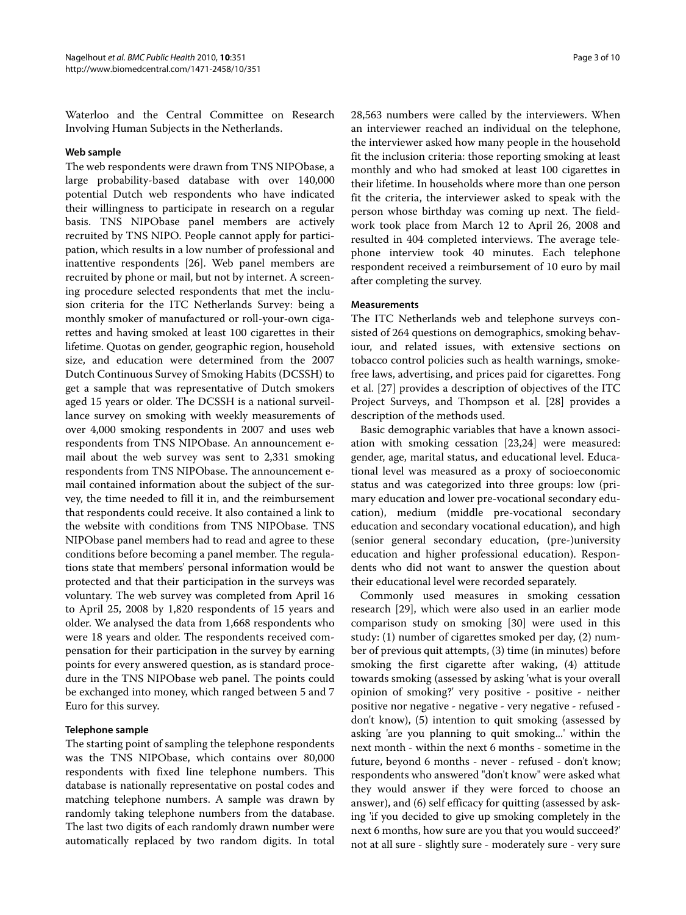Waterloo and the Central Committee on Research Involving Human Subjects in the Netherlands.

### Web sample

The web respondents were drawn from TNS NIPObase, a large probability-based database with over 140,000 potential Dutch web respondents who have indicated their willingness to participate in research on a regular basis. TNS NIPObase panel members are actively recruited by TNS NIPO. People cannot apply for participation, which results in a low number of professional and inattentive respondents [26]. Web panel members are recruited by phone or mail, but not by internet. A screening procedure selected respondents that met the inclusion criteria for the ITC Netherlands Survey: being a monthly smoker of manufactured or roll-your-own cigarettes and having smoked at least 100 cigarettes in their lifetime. Quotas on gender, geographic region, household size, and education were determined from the 2007 Dutch Continuous Survey of Smoking Habits (DCSSH) to get a sample that was representative of Dutch smokers aged 15 years or older. The DCSSH is a national surveillance survey on smoking with weekly measurements of over 4,000 smoking respondents in 2007 and uses web respondents from TNS NIPObase. An announcement e-mail about the web survey was sent to 2,331 smoking respondents from TNS NIPObase. The announcement e-mail contained information about the subject of the survey, the time needed to fill it in, and the reimbursement that respondents could receive. It also contained a link to the website with conditions from TNS NIPObase. TNS NIPObase panel members had to read and agree to these conditions before becoming a panel member. The regulations state that members' personal information would be protected and that their participation in the surveys was voluntary. The web survey was completed from April 16 to April 25, 2008 by 1,820 respondents of 15 years and older. We analysed the data from 1,668 respondents who were 18 years and older. The respondents received compensation for their participation in the survey by earning points for every answered question, as is standard procedure in the TNS NIPObase web panel. The points could be exchanged into money, which ranged between 5 and 7 Euro for this survey.

### Telephone sample

The starting point of sampling the telephone respondents was the TNS NIPObase, which contains over 80,000 respondents with fixed line telephone numbers. This database is nationally representative on postal codes and matching telephone numbers. A sample was drawn by randomly taking telephone numbers from the database. The last two digits of each randomly drawn number were automatically replaced by two random digits. In total 28,563 numbers were called by the interviewers. When an interviewer reached an individual on the telephone, the interviewer asked how many people in the household fit the inclusion criteria: those reporting smoking at least monthly and who had smoked at least 100 cigarettes in their lifetime. In households where more than one person fit the criteria, the interviewer asked to speak with the person whose birthday was coming up next. The fieldwork took place from March 12 to April 26, 2008 and resulted in 404 completed interviews. The average telephone interview took 40 minutes. Each telephone respondent received a reimbursement of 10 euro by mail after completing the survey.

### Measurements

The ITC Netherlands web and telephone surveys consisted of 264 questions on demographics, smoking behaviour, and related issues, with extensive sections on tobacco control policies such as health warnings, smoke-free laws, advertising, and prices paid for cigarettes. Fong et al. [27] provides a description of objectives of the ITC Project Surveys, and Thompson et al. [28] provides a description of the methods used.

Basic demographic variables that have a known association with smoking cessation [23,24] were measured: gender, age, marital status, and educational level. Educational level was measured as a proxy of socioeconomic status and was categorized into three groups: low (primary education and lower pre-vocational secondary education), medium (middle pre-vocational secondary education and secondary vocational education), and high (senior general secondary education, (pre-)university education and higher professional education). Respondents who did not want to answer the question about their educational level were recorded separately.

Commonly used measures in smoking cessation research [29], which were also used in an earlier mode comparison study on smoking [30] were used in this study: (1) number of cigarettes smoked per day, (2) number of previous quit attempts, (3) time (in minutes) before smoking the first cigarette after waking, (4) attitude towards smoking (assessed by asking 'what is your overall opinion of smoking?' very positive - positive - neither positive nor negative - negative - very negative - refused - don't know), (5) intention to quit smoking (assessed by asking 'are you planning to quit smoking...' within the next month - within the next 6 months - sometime in the future, beyond 6 months - never - refused - don't know; respondents who answered "don't know" were asked what they would answer if they were forced to choose an answer), and (6) self efficacy for quitting (assessed by asking 'if you decided to give up smoking completely in the next 6 months, how sure are you that you would succeed?' not at all sure - slightly sure - moderately sure - very sure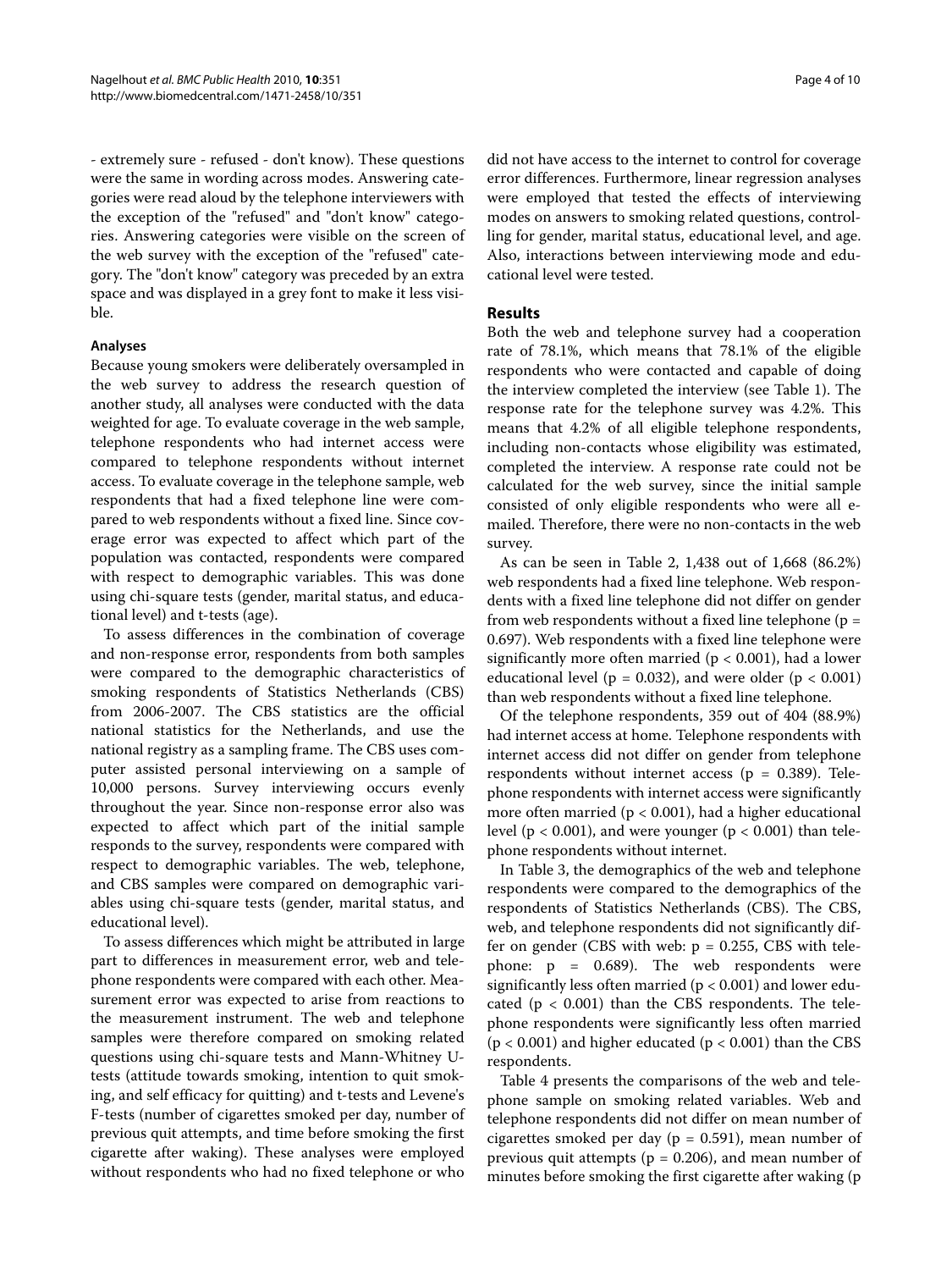- extremely sure - refused - don't know). These questions were the same in wording across modes. Answering categories were read aloud by the telephone interviewers with the exception of the "refused" and "don't know" categories. Answering categories were visible on the screen of the web survey with the exception of the "refused" category. The "don't know" category was preceded by an extra space and was displayed in a grey font to make it less visible.

### Analyses

Because young smokers were deliberately oversampled in the web survey to address the research question of another study, all analyses were conducted with the data weighted for age. To evaluate coverage in the web sample, telephone respondents who had internet access were compared to telephone respondents without internet access. To evaluate coverage in the telephone sample, web respondents that had a fixed telephone line were compared to web respondents without a fixed line. Since coverage error was expected to affect which part of the population was contacted, respondents were compared with respect to demographic variables. This was done using chi-square tests (gender, marital status, and educational level) and t-tests (age).

To assess differences in the combination of coverage and non-response error, respondents from both samples were compared to the demographic characteristics of smoking respondents of Statistics Netherlands (CBS) from 2006-2007. The CBS statistics are the official national statistics for the Netherlands, and use the national registry as a sampling frame. The CBS uses computer assisted personal interviewing on a sample of 10,000 persons. Survey interviewing occurs evenly throughout the year. Since non-response error also was expected to affect which part of the initial sample responds to the survey, respondents were compared with respect to demographic variables. The web, telephone, and CBS samples were compared on demographic variables using chi-square tests (gender, marital status, and educational level).

To assess differences which might be attributed in large part to differences in measurement error, web and telephone respondents were compared with each other. Measurement error was expected to arise from reactions to the measurement instrument. The web and telephone samples were therefore compared on smoking related questions using chi-square tests and Mann-Whitney U-tests (attitude towards smoking, intention to quit smoking, and self efficacy for quitting) and t-tests and Levene's F-tests (number of cigarettes smoked per day, number of previous quit attempts, and time before smoking the first cigarette after waking). These analyses were employed without respondents who had no fixed telephone or who did not have access to the internet to control for coverage error differences. Furthermore, linear regression analyses were employed that tested the effects of interviewing modes on answers to smoking related questions, controlling for gender, marital status, educational level, and age. Also, interactions between interviewing mode and educational level were tested.

## Results

Both the web and telephone survey had a cooperation rate of 78.1%, which means that 78.1% of the eligible respondents who were contacted and capable of doing the interview completed the interview (see Table 1). The response rate for the telephone survey was 4.2%. This means that 4.2% of all eligible telephone respondents, including non-contacts whose eligibility was estimated, completed the interview. A response rate could not be calculated for the web survey, since the initial sample consisted of only eligible respondents who were all e-mailed. Therefore, there were no non-contacts in the web survey.

As can be seen in Table 2, 1,438 out of 1,668 (86.2%) web respondents had a fixed line telephone. Web respondents with a fixed line telephone did not differ on gender from web respondents without a fixed line telephone ($p = 0.697$). Web respondents with a fixed line telephone were significantly more often married ($p < 0.001$), had a lower educational level ($p = 0.032$), and were older ($p < 0.001$) than web respondents without a fixed line telephone.

Of the telephone respondents, 359 out of 404 (88.9%) had internet access at home. Telephone respondents with internet access did not differ on gender from telephone respondents without internet access ($p = 0.389$). Telephone respondents with internet access were significantly more often married ($p < 0.001$), had a higher educational level ($p < 0.001$), and were younger ($p < 0.001$) than telephone respondents without internet.

In Table 3, the demographics of the web and telephone respondents were compared to the demographics of the respondents of Statistics Netherlands (CBS). The CBS, web, and telephone respondents did not significantly differ on gender (CBS with web: $p = 0.255$, CBS with telephone: $p = 0.689$). The web respondents were significantly less often married ($p < 0.001$) and lower educated ($p < 0.001$) than the CBS respondents. The telephone respondents were significantly less often married ($p < 0.001$) and higher educated ($p < 0.001$) than the CBS respondents.

Table 4 presents the comparisons of the web and telephone sample on smoking related variables. Web and telephone respondents did not differ on mean number of cigarettes smoked per day ($p = 0.591$), mean number of previous quit attempts ($p = 0.206$), and mean number of minutes before smoking the first cigarette after waking (p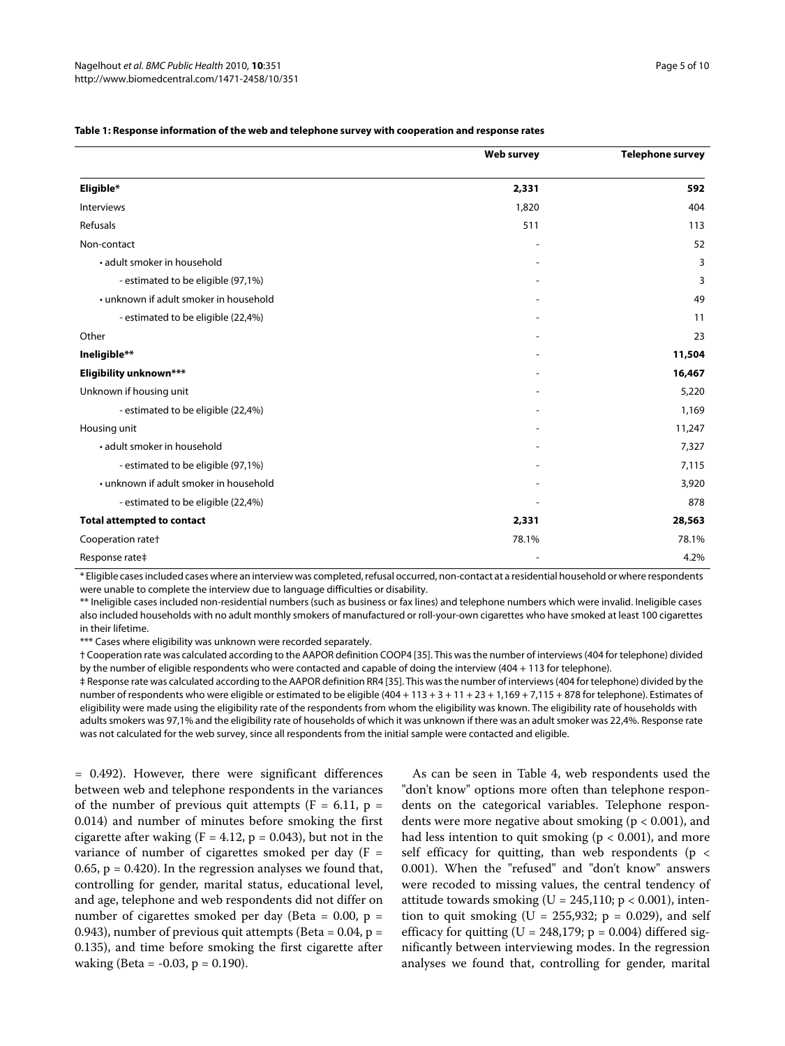**Table 1: Response information of the web and telephone survey with cooperation and response rates**

| | Web survey | Telephone survey |
|---|---|---|
| **Eligible*** | **2,331** | **592** |
| Interviews | 1,820 | 404 |
| Refusals | 511 | 113 |
| Non-contact | - | 52 |
| • adult smoker in household | - | 3 |
| - estimated to be eligible (97,1%) | - | 3 |
| • unknown if adult smoker in household | - | 49 |
| - estimated to be eligible (22,4%) | - | 11 |
| Other | - | 23 |
| **Ineligible**** | - | **11,504** |
| **Eligibility unknown***** | - | **16,467** |
| Unknown if housing unit | - | 5,220 |
| - estimated to be eligible (22,4%) | - | 1,169 |
| Housing unit | - | 11,247 |
| • adult smoker in household | - | 7,327 |
| - estimated to be eligible (97,1%) | - | 7,115 |
| • unknown if adult smoker in household | - | 3,920 |
| - estimated to be eligible (22,4%) | - | 878 |
| **Total attempted to contact** | **2,331** | **28,563** |
| Cooperation rate† | 78.1% | 78.1% |
| Response rate‡ | - | 4.2% |

* Eligible cases included cases where an interview was completed, refusal occurred, non-contact at a residential household or where respondents were unable to complete the interview due to language difficulties or disability.

** Ineligible cases included non-residential numbers (such as business or fax lines) and telephone numbers which were invalid. Ineligible cases also included households with no adult monthly smokers of manufactured or roll-your-own cigarettes who have smoked at least 100 cigarettes in their lifetime.

*** Cases where eligibility was unknown were recorded separately.

† Cooperation rate was calculated according to the AAPOR definition COOP4 [35]. This was the number of interviews (404 for telephone) divided by the number of eligible respondents who were contacted and capable of doing the interview (404 + 113 for telephone).

‡ Response rate was calculated according to the AAPOR definition RR4 [35]. This was the number of interviews (404 for telephone) divided by the number of respondents who were eligible or estimated to be eligible (404 + 113 + 3 + 11 + 23 + 1,169 + 7,115 + 878 for telephone). Estimates of eligibility were made using the eligibility rate of the respondents from whom the eligibility was known. The eligibility rate of households with adults smokers was 97,1% and the eligibility rate of households of which it was unknown if there was an adult smoker was 22,4%. Response rate was not calculated for the web survey, since all respondents from the initial sample were contacted and eligible.

= 0.492). However, there were significant differences between web and telephone respondents in the variances of the number of previous quit attempts ($F = 6.11$, $p = 0.014$) and number of minutes before smoking the first cigarette after waking ($F = 4.12$, $p = 0.043$), but not in the variance of number of cigarettes smoked per day ($F = 0.65$, $p = 0.420$). In the regression analyses we found that, controlling for gender, marital status, educational level, and age, telephone and web respondents did not differ on number of cigarettes smoked per day (Beta = 0.00, $p = 0.943$), number of previous quit attempts (Beta = 0.04, $p = 0.135$), and time before smoking the first cigarette after waking (Beta = -0.03, $p = 0.190$).

As can be seen in Table 4, web respondents used the "don't know" options more often than telephone respondents on the categorical variables. Telephone respondents were more negative about smoking ($p < 0.001$), and had less intention to quit smoking ($p < 0.001$), and more self efficacy for quitting, than web respondents ($p < 0.001$). When the "refused" and "don't know" answers were recoded to missing values, the central tendency of attitude towards smoking ($U = 245,110$; $p < 0.001$), intention to quit smoking ($U = 255,932$; $p = 0.029$), and self efficacy for quitting ($U = 248,179$; $p = 0.004$) differed significantly between interviewing modes. In the regression analyses we found that, controlling for gender, marital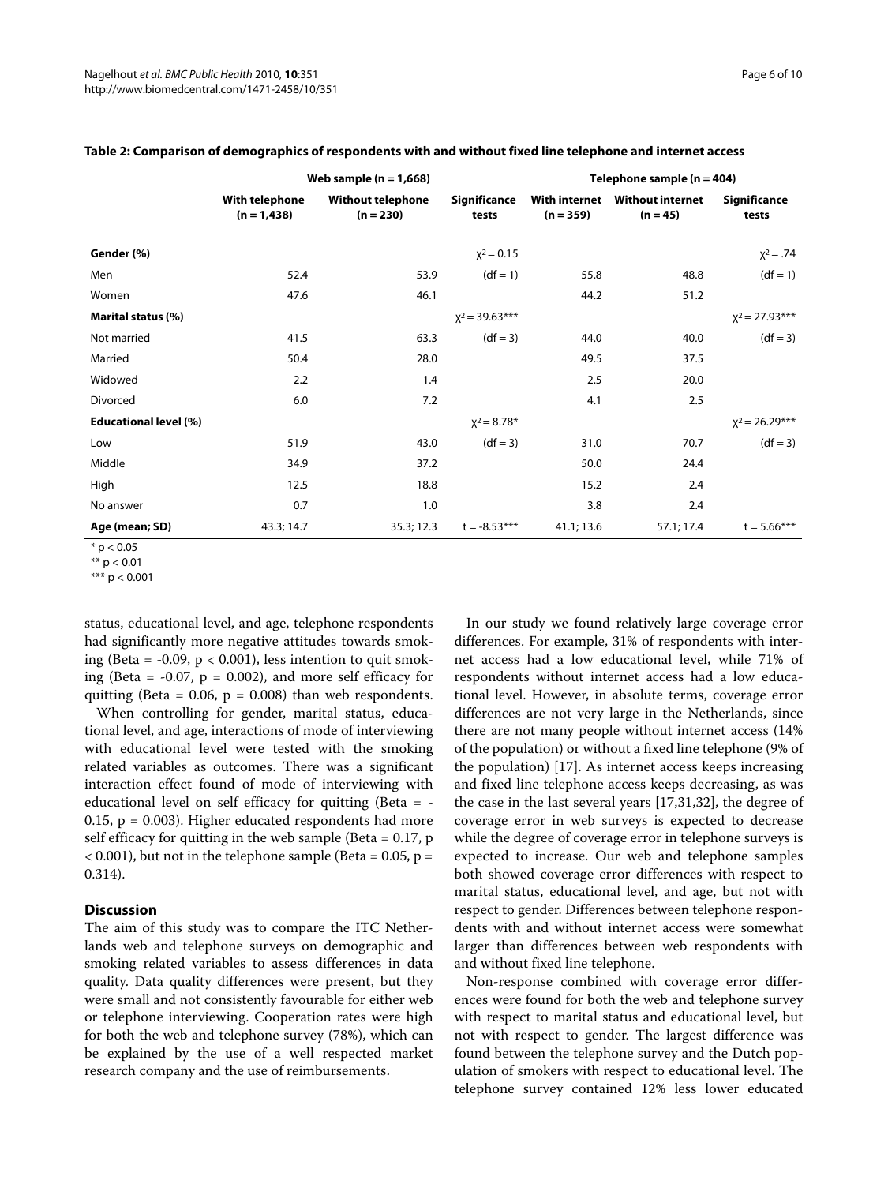**Table 2: Comparison of demographics of respondents with and without fixed line telephone and internet access**

| | Web sample (n = 1,668) | | | Telephone sample (n = 404) | | |
|---|---|---|---|---|---|---|
| | With telephone (n = 1,438) | Without telephone (n = 230) | Significance tests | With internet (n = 359) | Without internet (n = 45) | Significance tests |
| **Gender (%)** | | | $\chi^2 = 0.15$ | | | $\chi^2 = .74$ |
| Men | 52.4 | 53.9 | (df = 1) | 55.8 | 48.8 | (df = 1) |
| Women | 47.6 | 46.1 | | 44.2 | 51.2 | |
| **Marital status (%)** | | | $\chi^2 = 39.63$*** | | | $\chi^2 = 27.93$*** |
| Not married | 41.5 | 63.3 | (df = 3) | 44.0 | 40.0 | (df = 3) |
| Married | 50.4 | 28.0 | | 49.5 | 37.5 | |
| Widowed | 2.2 | 1.4 | | 2.5 | 20.0 | |
| Divorced | 6.0 | 7.2 | | 4.1 | 2.5 | |
| **Educational level (%)** | | | $\chi^2 = 8.78$* | | | $\chi^2 = 26.29$*** |
| Low | 51.9 | 43.0 | (df = 3) | 31.0 | 70.7 | (df = 3) |
| Middle | 34.9 | 37.2 | | 50.0 | 24.4 | |
| High | 12.5 | 18.8 | | 15.2 | 2.4 | |
| No answer | 0.7 | 1.0 | | 3.8 | 2.4 | |
| **Age (mean; SD)** | 43.3; 14.7 | 35.3; 12.3 | t = -8.53*** | 41.1; 13.6 | 57.1; 17.4 | t = 5.66*** |

\* $p < 0.05$
\** $p < 0.01$
\*** $p < 0.001$

status, educational level, and age, telephone respondents had significantly more negative attitudes towards smoking (Beta = -0.09, $p < 0.001$), less intention to quit smoking (Beta = -0.07, $p = 0.002$), and more self efficacy for quitting (Beta = 0.06, $p = 0.008$) than web respondents.

When controlling for gender, marital status, educational level, and age, interactions of mode of interviewing with educational level were tested with the smoking related variables as outcomes. There was a significant interaction effect found of mode of interviewing with educational level on self efficacy for quitting (Beta = -0.15, $p = 0.003$). Higher educated respondents had more self efficacy for quitting in the web sample (Beta = 0.17, $p < 0.001$), but not in the telephone sample (Beta = 0.05, $p = 0.314$).

## Discussion

The aim of this study was to compare the ITC Netherlands web and telephone surveys on demographic and smoking related variables to assess differences in data quality. Data quality differences were present, but they were small and not consistently favourable for either web or telephone interviewing. Cooperation rates were high for both the web and telephone survey (78%), which can be explained by the use of a well respected market research company and the use of reimbursements.

In our study we found relatively large coverage error differences. For example, 31% of respondents with internet access had a low educational level, while 71% of respondents without internet access had a low educational level. However, in absolute terms, coverage error differences are not very large in the Netherlands, since there are not many people without internet access (14% of the population) or without a fixed line telephone (9% of the population) [17]. As internet access keeps increasing and fixed line telephone access keeps decreasing, as was the case in the last several years [17,31,32], the degree of coverage error in web surveys is expected to decrease while the degree of coverage error in telephone surveys is expected to increase. Our web and telephone samples both showed coverage error differences with respect to marital status, educational level, and age, but not with respect to gender. Differences between telephone respondents with and without internet access were somewhat larger than differences between web respondents with and without fixed line telephone.

Non-response combined with coverage error differences were found for both the web and telephone survey with respect to marital status and educational level, but not with respect to gender. The largest difference was found between the telephone survey and the Dutch population of smokers with respect to educational level. The telephone survey contained 12% less lower educated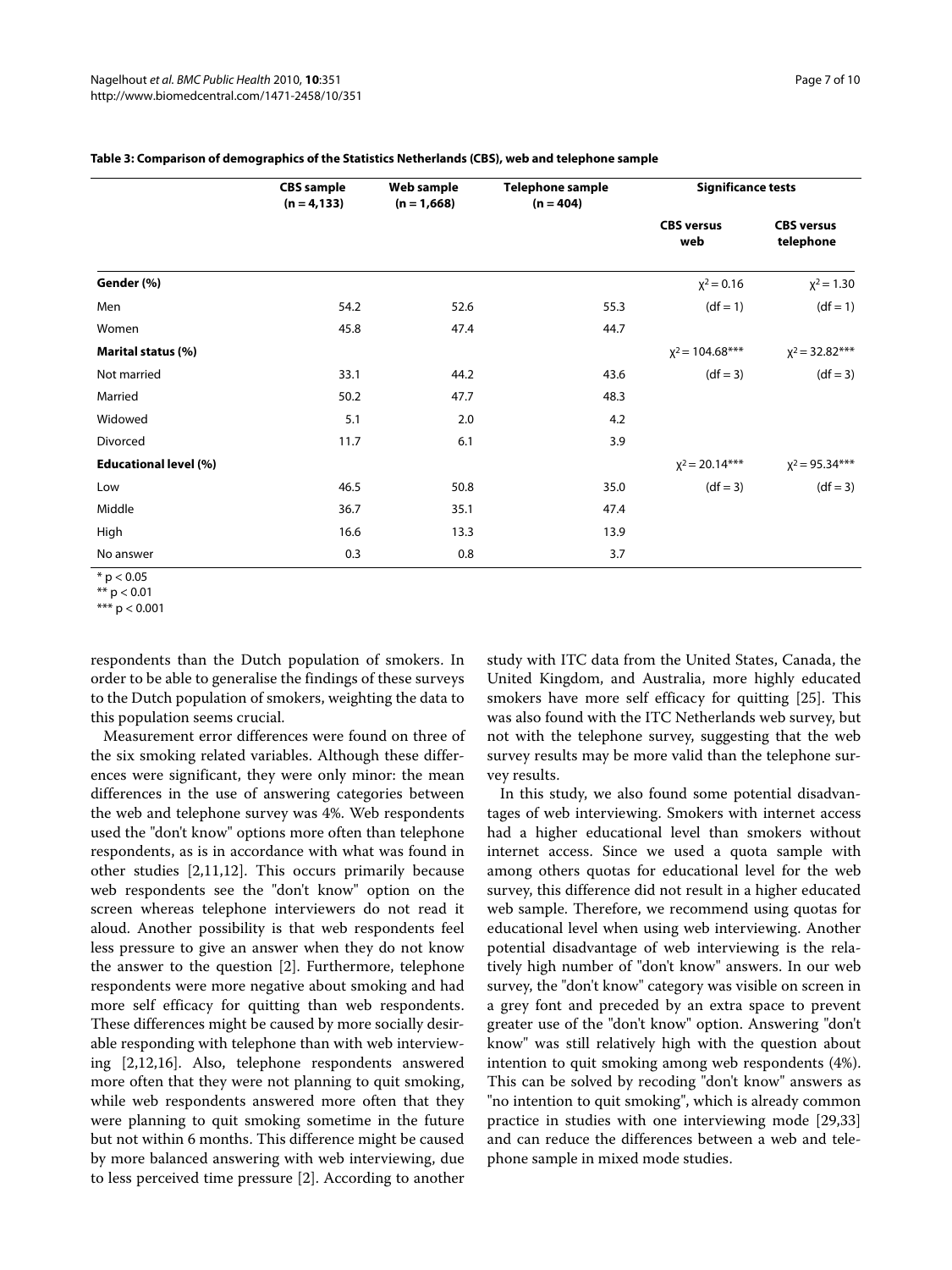**Table 3: Comparison of demographics of the Statistics Netherlands (CBS), web and telephone sample**

| | CBS sample (n = 4,133) | Web sample (n = 1,668) | Telephone sample (n = 404) | Significance tests | |
|---|---|---|---|---|---|
| | | | | CBS versus web | CBS versus telephone |
| **Gender (%)** | | | | $\chi^2 = 0.16$ | $\chi^2 = 1.30$ |
| Men | 54.2 | 52.6 | 55.3 | (df = 1) | (df = 1) |
| Women | 45.8 | 47.4 | 44.7 | | |
| **Marital status (%)** | | | | $\chi^2 = 104.68$*** | $\chi^2 = 32.82$*** |
| Not married | 33.1 | 44.2 | 43.6 | (df = 3) | (df = 3) |
| Married | 50.2 | 47.7 | 48.3 | | |
| Widowed | 5.1 | 2.0 | 4.2 | | |
| Divorced | 11.7 | 6.1 | 3.9 | | |
| **Educational level (%)** | | | | $\chi^2 = 20.14$*** | $\chi^2 = 95.34$*** |
| Low | 46.5 | 50.8 | 35.0 | (df = 3) | (df = 3) |
| Middle | 36.7 | 35.1 | 47.4 | | |
| High | 16.6 | 13.3 | 13.9 | | |
| No answer | 0.3 | 0.8 | 3.7 | | |

* $p < 0.05$
** $p < 0.01$
*** $p < 0.001$

respondents than the Dutch population of smokers. In order to be able to generalise the findings of these surveys to the Dutch population of smokers, weighting the data to this population seems crucial.

Measurement error differences were found on three of the six smoking related variables. Although these differences were significant, they were only minor: the mean differences in the use of answering categories between the web and telephone survey was 4%. Web respondents used the "don't know" options more often than telephone respondents, as is in accordance with what was found in other studies [2,11,12]. This occurs primarily because web respondents see the "don't know" option on the screen whereas telephone interviewers do not read it aloud. Another possibility is that web respondents feel less pressure to give an answer when they do not know the answer to the question [2]. Furthermore, telephone respondents were more negative about smoking and had more self efficacy for quitting than web respondents. These differences might be caused by more socially desirable responding with telephone than with web interviewing [2,12,16]. Also, telephone respondents answered more often that they were not planning to quit smoking, while web respondents answered more often that they were planning to quit smoking sometime in the future but not within 6 months. This difference might be caused by more balanced answering with web interviewing, due to less perceived time pressure [2]. According to another study with ITC data from the United States, Canada, the United Kingdom, and Australia, more highly educated smokers have more self efficacy for quitting [25]. This was also found with the ITC Netherlands web survey, but not with the telephone survey, suggesting that the web survey results may be more valid than the telephone survey results.

In this study, we also found some potential disadvantages of web interviewing. Smokers with internet access had a higher educational level than smokers without internet access. Since we used a quota sample with among others quotas for educational level for the web survey, this difference did not result in a higher educated web sample. Therefore, we recommend using quotas for educational level when using web interviewing. Another potential disadvantage of web interviewing is the relatively high number of "don't know" answers. In our web survey, the "don't know" category was visible on screen in a grey font and preceded by an extra space to prevent greater use of the "don't know" option. Answering "don't know" was still relatively high with the question about intention to quit smoking among web respondents (4%). This can be solved by recoding "don't know" answers as "no intention to quit smoking", which is already common practice in studies with one interviewing mode [29,33] and can reduce the differences between a web and telephone sample in mixed mode studies.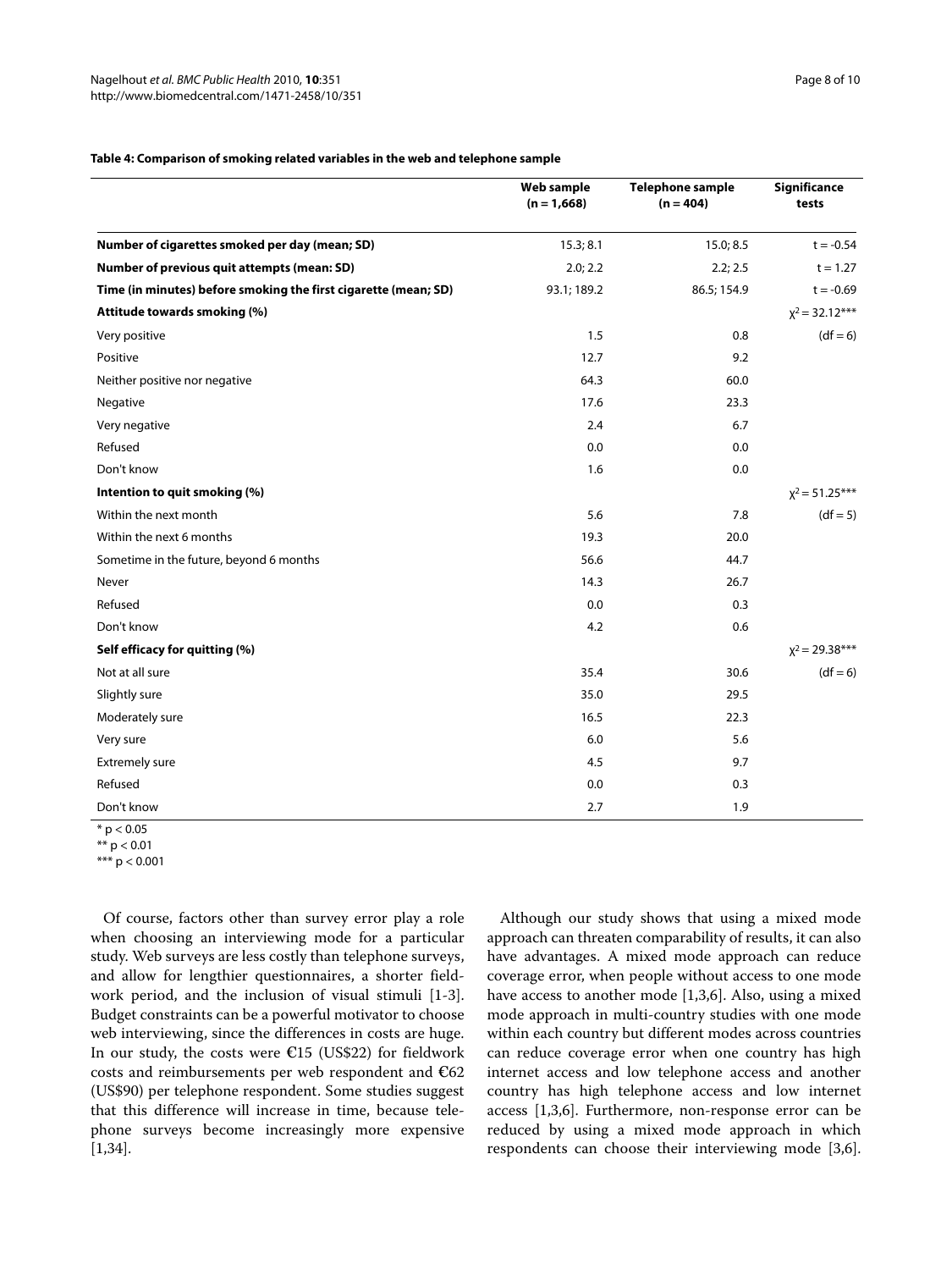**Table 4: Comparison of smoking related variables in the web and telephone sample**

| | Web sample (n = 1,668) | Telephone sample (n = 404) | Significance tests |
|---|---|---|---|
| **Number of cigarettes smoked per day (mean; SD)** | 15.3; 8.1 | 15.0; 8.5 | t = -0.54 |
| **Number of previous quit attempts (mean: SD)** | 2.0; 2.2 | 2.2; 2.5 | t = 1.27 |
| **Time (in minutes) before smoking the first cigarette (mean; SD)** | 93.1; 189.2 | 86.5; 154.9 | t = -0.69 |
| **Attitude towards smoking (%)** | | | $\chi^2 = 32.12$*** |
| Very positive | 1.5 | 0.8 | (df = 6) |
| Positive | 12.7 | 9.2 | |
| Neither positive nor negative | 64.3 | 60.0 | |
| Negative | 17.6 | 23.3 | |
| Very negative | 2.4 | 6.7 | |
| Refused | 0.0 | 0.0 | |
| Don't know | 1.6 | 0.0 | |
| **Intention to quit smoking (%)** | | | $\chi^2 = 51.25$*** |
| Within the next month | 5.6 | 7.8 | (df = 5) |
| Within the next 6 months | 19.3 | 20.0 | |
| Sometime in the future, beyond 6 months | 56.6 | 44.7 | |
| Never | 14.3 | 26.7 | |
| Refused | 0.0 | 0.3 | |
| Don't know | 4.2 | 0.6 | |
| **Self efficacy for quitting (%)** | | | $\chi^2 = 29.38$*** |
| Not at all sure | 35.4 | 30.6 | (df = 6) |
| Slightly sure | 35.0 | 29.5 | |
| Moderately sure | 16.5 | 22.3 | |
| Very sure | 6.0 | 5.6 | |
| Extremely sure | 4.5 | 9.7 | |
| Refused | 0.0 | 0.3 | |
| Don't know | 2.7 | 1.9 | |

\* $p < 0.05$

\** $p < 0.01$

\*** $p < 0.001$

Of course, factors other than survey error play a role when choosing an interviewing mode for a particular study. Web surveys are less costly than telephone surveys, and allow for lengthier questionnaires, a shorter fieldwork period, and the inclusion of visual stimuli [1-3]. Budget constraints can be a powerful motivator to choose web interviewing, since the differences in costs are huge. In our study, the costs were €15 (US$22) for fieldwork costs and reimbursements per web respondent and €62 (US$90) per telephone respondent. Some studies suggest that this difference will increase in time, because telephone surveys become increasingly more expensive [1,34].

Although our study shows that using a mixed mode approach can threaten comparability of results, it can also have advantages. A mixed mode approach can reduce coverage error, when people without access to one mode have access to another mode [1,3,6]. Also, using a mixed mode approach in multi-country studies with one mode within each country but different modes across countries can reduce coverage error when one country has high internet access and low telephone access and another country has high telephone access and low internet access [1,3,6]. Furthermore, non-response error can be reduced by using a mixed mode approach in which respondents can choose their interviewing mode [3,6].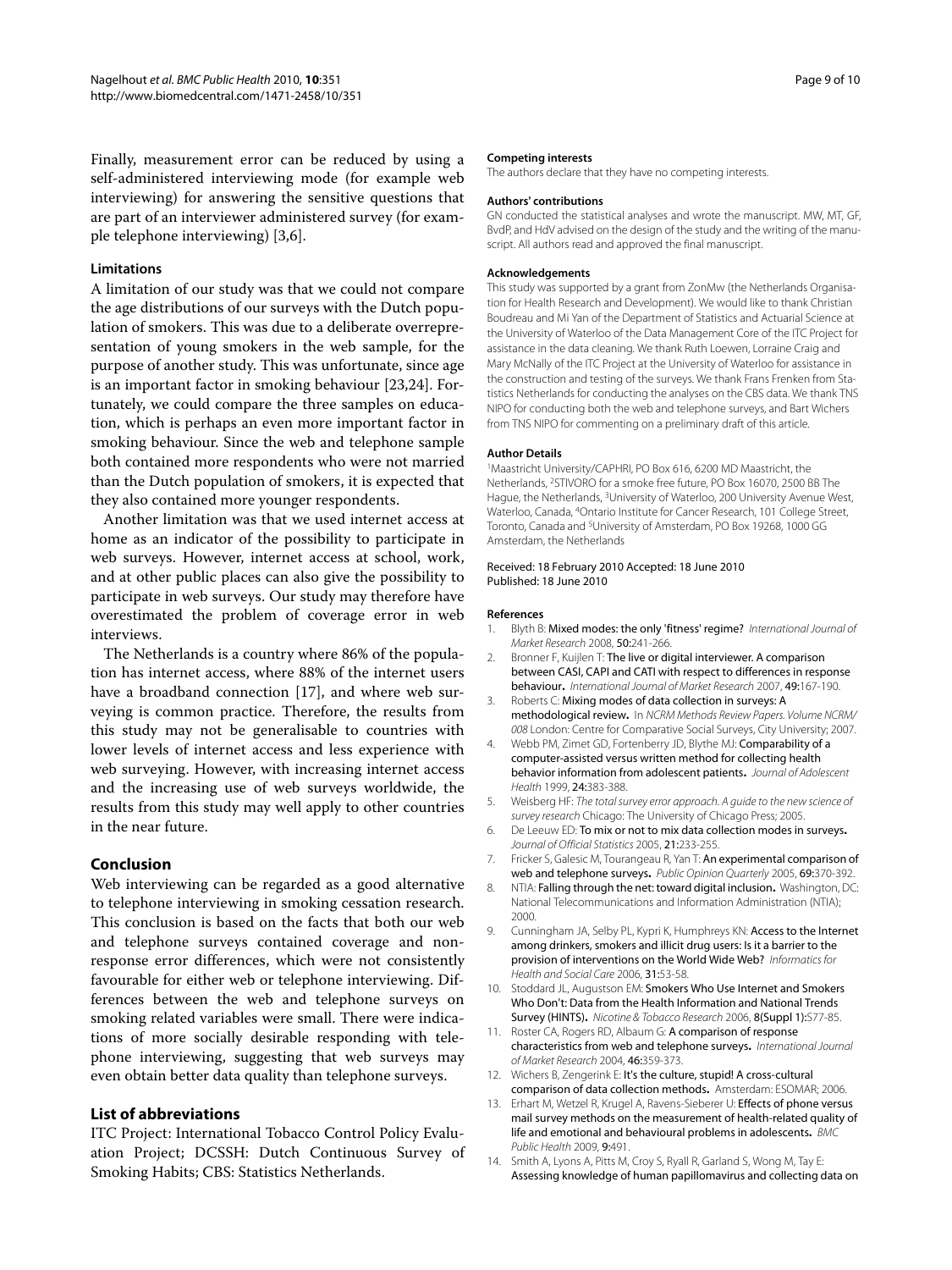Finally, measurement error can be reduced by using a self-administered interviewing mode (for example web interviewing) for answering the sensitive questions that are part of an interviewer administered survey (for example telephone interviewing) [3,6].

### Limitations

A limitation of our study was that we could not compare the age distributions of our surveys with the Dutch population of smokers. This was due to a deliberate overrepresentation of young smokers in the web sample, for the purpose of another study. This was unfortunate, since age is an important factor in smoking behaviour [23,24]. Fortunately, we could compare the three samples on education, which is perhaps an even more important factor in smoking behaviour. Since the web and telephone sample both contained more respondents who were not married than the Dutch population of smokers, it is expected that they also contained more younger respondents.

Another limitation was that we used internet access at home as an indicator of the possibility to participate in web surveys. However, internet access at school, work, and at other public places can also give the possibility to participate in web surveys. Our study may therefore have overestimated the problem of coverage error in web interviews.

The Netherlands is a country where 86% of the population has internet access, where 88% of the internet users have a broadband connection [17], and where web surveying is common practice. Therefore, the results from this study may not be generalisable to countries with lower levels of internet access and less experience with web surveying. However, with increasing internet access and the increasing use of web surveys worldwide, the results from this study may well apply to other countries in the near future.

## Conclusion

Web interviewing can be regarded as a good alternative to telephone interviewing in smoking cessation research. This conclusion is based on the facts that both our web and telephone surveys contained coverage and nonresponse error differences, which were not consistently favourable for either web or telephone interviewing. Differences between the web and telephone surveys on smoking related variables were small. There were indications of more socially desirable responding with telephone interviewing, suggesting that web surveys may even obtain better data quality than telephone surveys.

## List of abbreviations

ITC Project: International Tobacco Control Policy Evaluation Project; DCSSH: Dutch Continuous Survey of Smoking Habits; CBS: Statistics Netherlands.

#### Competing interests

The authors declare that they have no competing interests.

#### Authors' contributions

GN conducted the statistical analyses and wrote the manuscript. MW, MT, GF, BvdP, and HdV advised on the design of the study and the writing of the manuscript. All authors read and approved the final manuscript.

#### Acknowledgements

This study was supported by a grant from ZonMw (the Netherlands Organisation for Health Research and Development). We would like to thank Christian Boudreau and Mi Yan of the Department of Statistics and Actuarial Science at the University of Waterloo of the Data Management Core of the ITC Project for assistance in the data cleaning. We thank Ruth Loewen, Lorraine Craig and Mary McNally of the ITC Project at the University of Waterloo for assistance in the construction and testing of the surveys. We thank Frans Frenken from Statistics Netherlands for conducting the analyses on the CBS data. We thank TNS NIPO for conducting both the web and telephone surveys, and Bart Wichers from TNS NIPO for commenting on a preliminary draft of this article.

#### Author Details

[1]Maastricht University/CAPHRI, PO Box 616, 6200 MD Maastricht, the Netherlands, [2]STIVORO for a smoke free future, PO Box 16070, 2500 BB The Hague, the Netherlands, [3]University of Waterloo, 200 University Avenue West, Waterloo, Canada, [4]Ontario Institute for Cancer Research, 101 College Street, Toronto, Canada and [5]University of Amsterdam, PO Box 19268, 1000 GG Amsterdam, the Netherlands

Received: 18 February 2010 Accepted: 18 June 2010
Published: 18 June 2010

#### References

1. Blyth B: **Mixed modes: the only 'fitness' regime?** *International Journal of Market Research* 2008, **50:**241-266.
2. Bronner F, Kuijlen T: **The live or digital interviewer. A comparison between CASI, CAPI and CATI with respect to differences in response behaviour.** *International Journal of Market Research* 2007, **49:**167-190.
3. Roberts C: **Mixing modes of data collection in surveys: A methodological review.** In *NCRM Methods Review Papers. Volume NCRM/008* London: Centre for Comparative Social Surveys, City University; 2007.
4. Webb PM, Zimet GD, Fortenberry JD, Blythe MJ: **Comparability of a computer-assisted versus written method for collecting health behavior information from adolescent patients.** *Journal of Adolescent Health* 1999, **24:**383-388.
5. Weisberg HF: *The total survey error approach. A guide to the new science of survey research* Chicago: The University of Chicago Press; 2005.
6. De Leeuw ED: **To mix or not to mix data collection modes in surveys.** *Journal of Official Statistics* 2005, **21:**233-255.
7. Fricker S, Galesic M, Tourangeau R, Yan T: **An experimental comparison of web and telephone surveys.** *Public Opinion Quarterly* 2005, **69:**370-392.
8. NTIA: **Falling through the net: toward digital inclusion.** Washington, DC: National Telecommunications and Information Administration (NTIA); 2000.
9. Cunningham JA, Selby PL, Kypri K, Humphreys KN: **Access to the Internet among drinkers, smokers and illicit drug users: Is it a barrier to the provision of interventions on the World Wide Web?** *Informatics for Health and Social Care* 2006, **31:**53-58.
10. Stoddard JL, Augustson EM: **Smokers Who Use Internet and Smokers Who Don't: Data from the Health Information and National Trends Survey (HINTS).** *Nicotine & Tobacco Research* 2006, **8(Suppl 1):**S77-85.
11. Roster CA, Rogers RD, Albaum G: **A comparison of response characteristics from web and telephone surveys.** *International Journal of Market Research* 2004, **46:**359-373.
12. Wichers B, Zengerink E: **It's the culture, stupid! A cross-cultural comparison of data collection methods.** Amsterdam: ESOMAR; 2006.
13. Erhart M, Wetzel R, Krugel A, Ravens-Sieberer U: **Effects of phone versus mail survey methods on the measurement of health-related quality of life and emotional and behavioural problems in adolescents.** *BMC Public Health* 2009, **9:**491.
14. Smith A, Lyons A, Pitts M, Croy S, Ryall R, Garland S, Wong M, Tay E: **Assessing knowledge of human papillomavirus and collecting data on**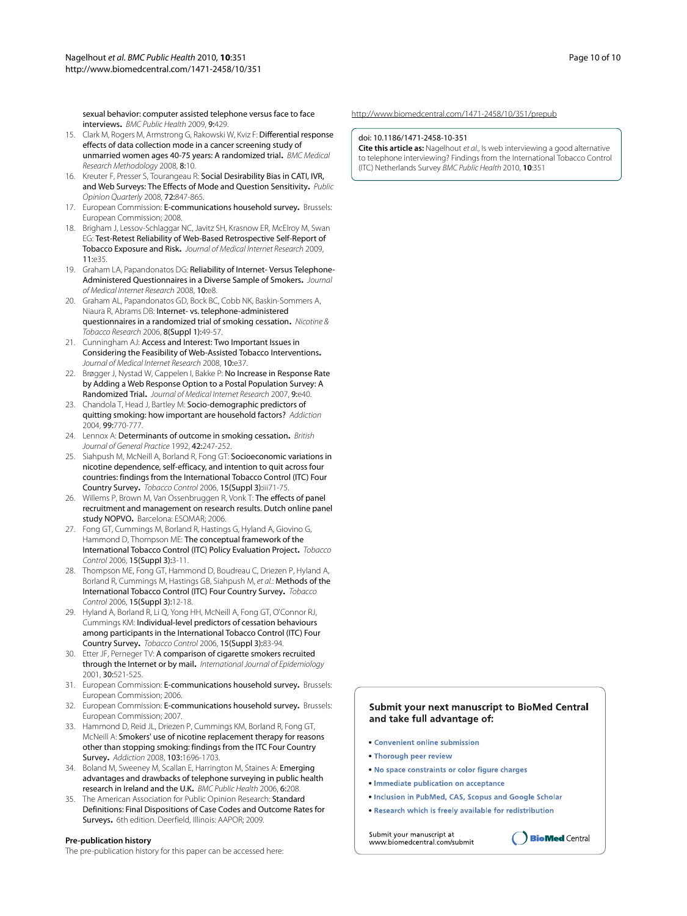sexual behavior: computer assisted telephone versus face to face interviews. *BMC Public Health* 2009, **9**:429.

15. Clark M, Rogers M, Armstrong G, Rakowski W, Kviz F: **Differential response effects of data collection mode in a cancer screening study of unmarried women ages 40-75 years: A randomized trial.** *BMC Medical Research Methodology* 2008, **8**:10.
16. Kreuter F, Presser S, Tourangeau R: **Social Desirability Bias in CATI, IVR, and Web Surveys: The Effects of Mode and Question Sensitivity.** *Public Opinion Quarterly* 2008, **72**:847-865.
17. European Commission: **E-communications household survey.** Brussels: European Commission; 2008.
18. Brigham J, Lessov-Schlaggar NC, Javitz SH, Krasnow ER, McElroy M, Swan EG: **Test-Retest Reliability of Web-Based Retrospective Self-Report of Tobacco Exposure and Risk.** *Journal of Medical Internet Research* 2009, **11**:e35.
19. Graham LA, Papandonatos DG: **Reliability of Internet- Versus Telephone-Administered Questionnaires in a Diverse Sample of Smokers.** *Journal of Medical Internet Research* 2008, **10**:e8.
20. Graham AL, Papandonatos GD, Bock BC, Cobb NK, Baskin-Sommers A, Niaura R, Abrams DB: **Internet- vs. telephone-administered questionnaires in a randomized trial of smoking cessation.** *Nicotine & Tobacco Research* 2006, **8(Suppl 1)**:49-57.
21. Cunningham AJ: **Access and Interest: Two Important Issues in Considering the Feasibility of Web-Assisted Tobacco Interventions.** *Journal of Medical Internet Research* 2008, **10**:e37.
22. Brøgger J, Nystad W, Cappelen I, Bakke P: **No Increase in Response Rate by Adding a Web Response Option to a Postal Population Survey: A Randomized Trial.** *Journal of Medical Internet Research* 2007, **9**:e40.
23. Chandola T, Head J, Bartley M: **Socio-demographic predictors of quitting smoking: how important are household factors?** *Addiction* 2004, **99**:770-777.
24. Lennox A: **Determinants of outcome in smoking cessation.** *British Journal of General Practice* 1992, **42**:247-252.
25. Siahpush M, McNeill A, Borland R, Fong GT: **Socioeconomic variations in nicotine dependence, self-efficacy, and intention to quit across four countries: findings from the International Tobacco Control (ITC) Four Country Survey.** *Tobacco Control* 2006, **15(Suppl 3)**:iii71-75.
26. Willems P, Brown M, Van Ossenbruggen R, Vonk T: **The effects of panel recruitment and management on research results. Dutch online panel study NOPVO.** Barcelona: ESOMAR; 2006.
27. Fong GT, Cummings M, Borland R, Hastings G, Hyland A, Giovino G, Hammond D, Thompson ME: **The conceptual framework of the International Tobacco Control (ITC) Policy Evaluation Project.** *Tobacco Control* 2006, **15(Suppl 3)**:3-11.
28. Thompson ME, Fong GT, Hammond D, Boudreau C, Driezen P, Hyland A, Borland R, Cummings KM, Hastings GB, Siahpush M, *et al.*: **Methods of the International Tobacco Control (ITC) Four Country Survey.** *Tobacco Control* 2006, **15(Suppl 3)**:12-18.
29. Hyland A, Borland R, Li Q, Yong HH, McNeill A, Fong GT, O'Connor RJ, Cummings KM: **Individual-level predictors of cessation behaviours among participants in the International Tobacco Control (ITC) Four Country Survey.** *Tobacco Control* 2006, **15(Suppl 3)**:83-94.
30. Etter JF, Perneger TV: **A comparison of cigarette smokers recruited through the Internet or by mail.** *International Journal of Epidemiology* 2001, **30**:521-525.
31. European Commission: **E-communications household survey.** Brussels: European Commission; 2006.
32. European Commission: **E-communications household survey.** Brussels: European Commission; 2007.
33. Hammond D, Reid JL, Driezen P, Cummings KM, Borland R, Fong GT, McNeill A: **Smokers' use of nicotine replacement therapy for reasons other than stopping smoking: findings from the ITC Four Country Survey.** *Addiction* 2008, **103**:1696-1703.
34. Boland M, Sweeney M, Scallan E, Harrington M, Staines A: **Emerging advantages and drawbacks of telephone surveying in public health research in Ireland and the U.K.** *BMC Public Health* 2006, **6**:208.
35. The American Association for Public Opinion Research: **Standard Definitions: Final Dispositions of Case Codes and Outcome Rates for Surveys.** 6th edition. Deerfield, Illinois: AAPOR; 2009.

### Pre-publication history

The pre-publication history for this paper can be accessed here:

http://www.biomedcentral.com/1471-2458/10/351/prepub

doi: 10.1186/1471-2458-10-351

**Cite this article as:** Nagelhout *et al.*, Is web interviewing a good alternative to telephone interviewing? Findings from the International Tobacco Control (ITC) Netherlands Survey *BMC Public Health* 2010, **10**:351

**Submit your next manuscript to BioMed Central and take full advantage of:**

- **Convenient online submission**
- **Thorough peer review**
- **No space constraints or color figure charges**
- **Immediate publication on acceptance**
- **Inclusion in PubMed, CAS, Scopus and Google Scholar**
- **Research which is freely available for redistribution**

Submit your manuscript at www.biomedcentral.com/submit

BioMed Central